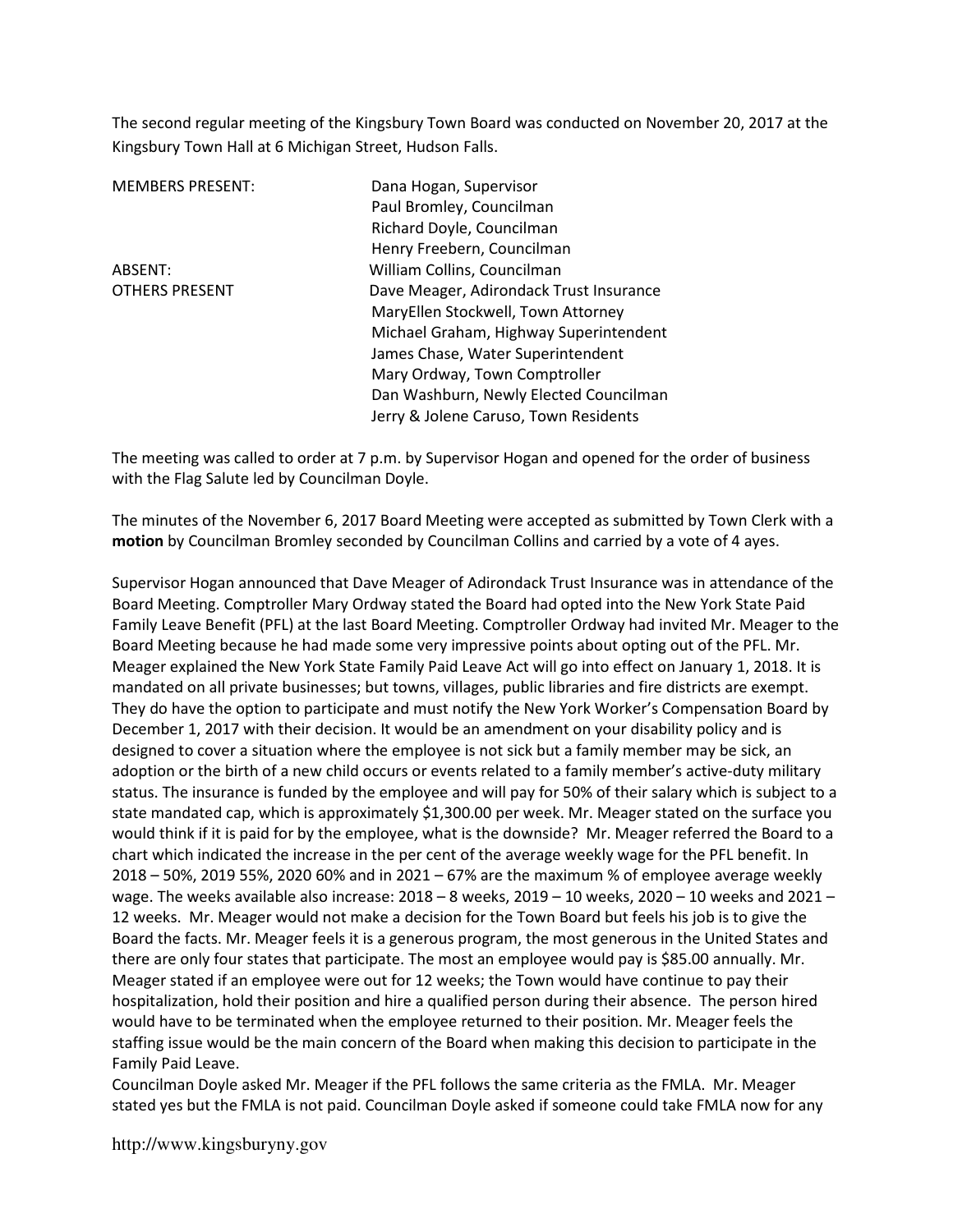The second regular meeting of the Kingsbury Town Board was conducted on November 20, 2017 at the Kingsbury Town Hall at 6 Michigan Street, Hudson Falls.

| | |
|---|---|
| MEMBERS PRESENT: | Dana Hogan, Supervisor |
| | Paul Bromley, Councilman |
| | Richard Doyle, Councilman |
| | Henry Freebern, Councilman |
| ABSENT: | William Collins, Councilman |
| OTHERS PRESENT | Dave Meager, Adirondack Trust Insurance |
| | MaryEllen Stockwell, Town Attorney |
| | Michael Graham, Highway Superintendent |
| | James Chase, Water Superintendent |
| | Mary Ordway, Town Comptroller |
| | Dan Washburn, Newly Elected Councilman |
| | Jerry & Jolene Caruso, Town Residents |

The meeting was called to order at 7 p.m. by Supervisor Hogan and opened for the order of business with the Flag Salute led by Councilman Doyle.

The minutes of the November 6, 2017 Board Meeting were accepted as submitted by Town Clerk with a **motion** by Councilman Bromley seconded by Councilman Collins and carried by a vote of 4 ayes.

Supervisor Hogan announced that Dave Meager of Adirondack Trust Insurance was in attendance of the Board Meeting. Comptroller Mary Ordway stated the Board had opted into the New York State Paid Family Leave Benefit (PFL) at the last Board Meeting. Comptroller Ordway had invited Mr. Meager to the Board Meeting because he had made some very impressive points about opting out of the PFL. Mr. Meager explained the New York State Family Paid Leave Act will go into effect on January 1, 2018. It is mandated on all private businesses; but towns, villages, public libraries and fire districts are exempt. They do have the option to participate and must notify the New York Worker's Compensation Board by December 1, 2017 with their decision. It would be an amendment on your disability policy and is designed to cover a situation where the employee is not sick but a family member may be sick, an adoption or the birth of a new child occurs or events related to a family member's active-duty military status. The insurance is funded by the employee and will pay for 50% of their salary which is subject to a state mandated cap, which is approximately $1,300.00 per week. Mr. Meager stated on the surface you would think if it is paid for by the employee, what is the downside? Mr. Meager referred the Board to a chart which indicated the increase in the per cent of the average weekly wage for the PFL benefit. In 2018 – 50%, 2019 55%, 2020 60% and in 2021 – 67% are the maximum % of employee average weekly wage. The weeks available also increase: 2018 – 8 weeks, 2019 – 10 weeks, 2020 – 10 weeks and 2021 – 12 weeks. Mr. Meager would not make a decision for the Town Board but feels his job is to give the Board the facts. Mr. Meager feels it is a generous program, the most generous in the United States and there are only four states that participate. The most an employee would pay is $85.00 annually. Mr. Meager stated if an employee were out for 12 weeks; the Town would have continue to pay their hospitalization, hold their position and hire a qualified person during their absence. The person hired would have to be terminated when the employee returned to their position. Mr. Meager feels the staffing issue would be the main concern of the Board when making this decision to participate in the Family Paid Leave.

Councilman Doyle asked Mr. Meager if the PFL follows the same criteria as the FMLA. Mr. Meager stated yes but the FMLA is not paid. Councilman Doyle asked if someone could take FMLA now for any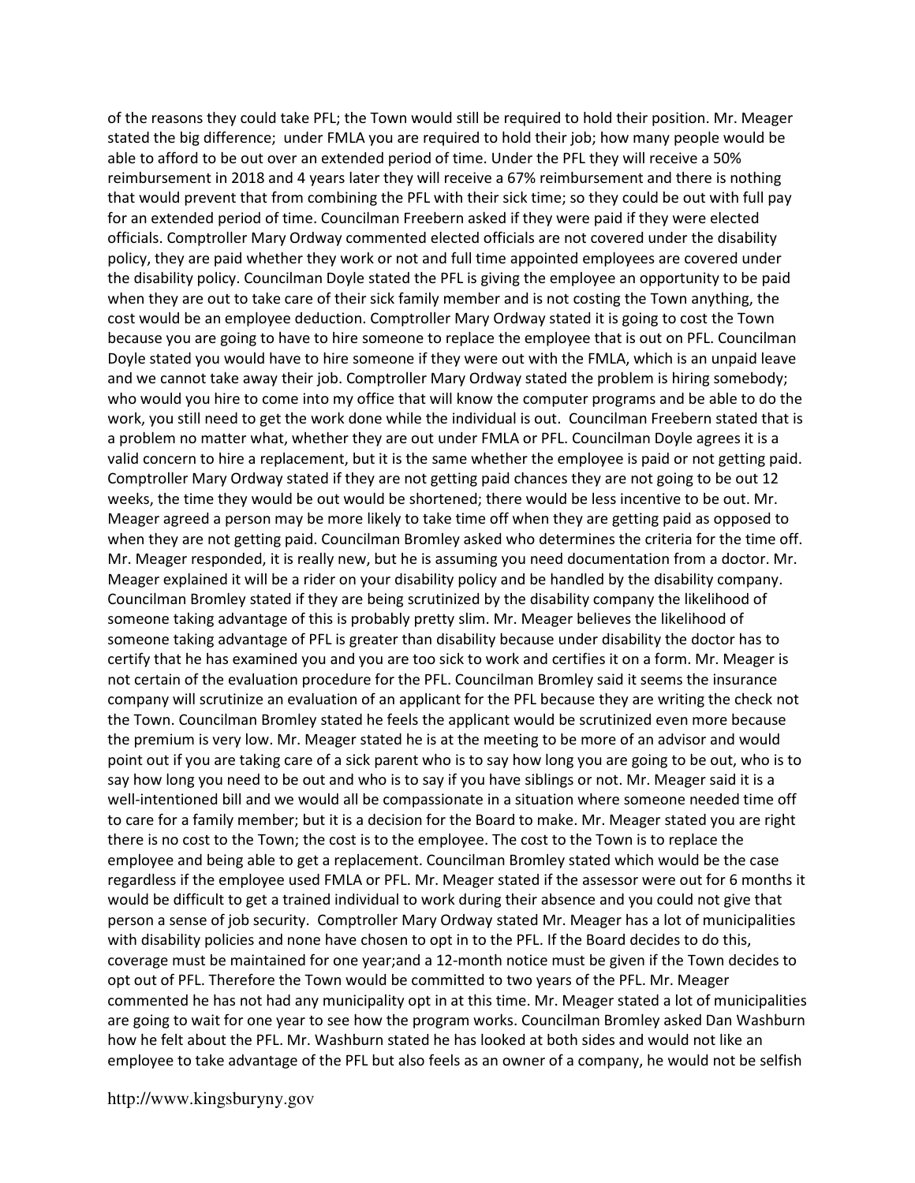of the reasons they could take PFL; the Town would still be required to hold their position. Mr. Meager stated the big difference;  under FMLA you are required to hold their job; how many people would be able to afford to be out over an extended period of time. Under the PFL they will receive a 50% reimbursement in 2018 and 4 years later they will receive a 67% reimbursement and there is nothing that would prevent that from combining the PFL with their sick time; so they could be out with full pay for an extended period of time. Councilman Freebern asked if they were paid if they were elected officials. Comptroller Mary Ordway commented elected officials are not covered under the disability policy, they are paid whether they work or not and full time appointed employees are covered under the disability policy. Councilman Doyle stated the PFL is giving the employee an opportunity to be paid when they are out to take care of their sick family member and is not costing the Town anything, the cost would be an employee deduction. Comptroller Mary Ordway stated it is going to cost the Town because you are going to have to hire someone to replace the employee that is out on PFL. Councilman Doyle stated you would have to hire someone if they were out with the FMLA, which is an unpaid leave and we cannot take away their job. Comptroller Mary Ordway stated the problem is hiring somebody; who would you hire to come into my office that will know the computer programs and be able to do the work, you still need to get the work done while the individual is out.  Councilman Freebern stated that is a problem no matter what, whether they are out under FMLA or PFL. Councilman Doyle agrees it is a valid concern to hire a replacement, but it is the same whether the employee is paid or not getting paid. Comptroller Mary Ordway stated if they are not getting paid chances they are not going to be out 12 weeks, the time they would be out would be shortened; there would be less incentive to be out. Mr. Meager agreed a person may be more likely to take time off when they are getting paid as opposed to when they are not getting paid. Councilman Bromley asked who determines the criteria for the time off. Mr. Meager responded, it is really new, but he is assuming you need documentation from a doctor. Mr. Meager explained it will be a rider on your disability policy and be handled by the disability company. Councilman Bromley stated if they are being scrutinized by the disability company the likelihood of someone taking advantage of this is probably pretty slim. Mr. Meager believes the likelihood of someone taking advantage of PFL is greater than disability because under disability the doctor has to certify that he has examined you and you are too sick to work and certifies it on a form. Mr. Meager is not certain of the evaluation procedure for the PFL. Councilman Bromley said it seems the insurance company will scrutinize an evaluation of an applicant for the PFL because they are writing the check not the Town. Councilman Bromley stated he feels the applicant would be scrutinized even more because the premium is very low. Mr. Meager stated he is at the meeting to be more of an advisor and would point out if you are taking care of a sick parent who is to say how long you are going to be out, who is to say how long you need to be out and who is to say if you have siblings or not. Mr. Meager said it is a well-intentioned bill and we would all be compassionate in a situation where someone needed time off to care for a family member; but it is a decision for the Board to make. Mr. Meager stated you are right there is no cost to the Town; the cost is to the employee. The cost to the Town is to replace the employee and being able to get a replacement. Councilman Bromley stated which would be the case regardless if the employee used FMLA or PFL. Mr. Meager stated if the assessor were out for 6 months it would be difficult to get a trained individual to work during their absence and you could not give that person a sense of job security.  Comptroller Mary Ordway stated Mr. Meager has a lot of municipalities with disability policies and none have chosen to opt in to the PFL. If the Board decides to do this, coverage must be maintained for one year;and a 12-month notice must be given if the Town decides to opt out of PFL. Therefore the Town would be committed to two years of the PFL. Mr. Meager commented he has not had any municipality opt in at this time. Mr. Meager stated a lot of municipalities are going to wait for one year to see how the program works. Councilman Bromley asked Dan Washburn how he felt about the PFL. Mr. Washburn stated he has looked at both sides and would not like an employee to take advantage of the PFL but also feels as an owner of a company, he would not be selfish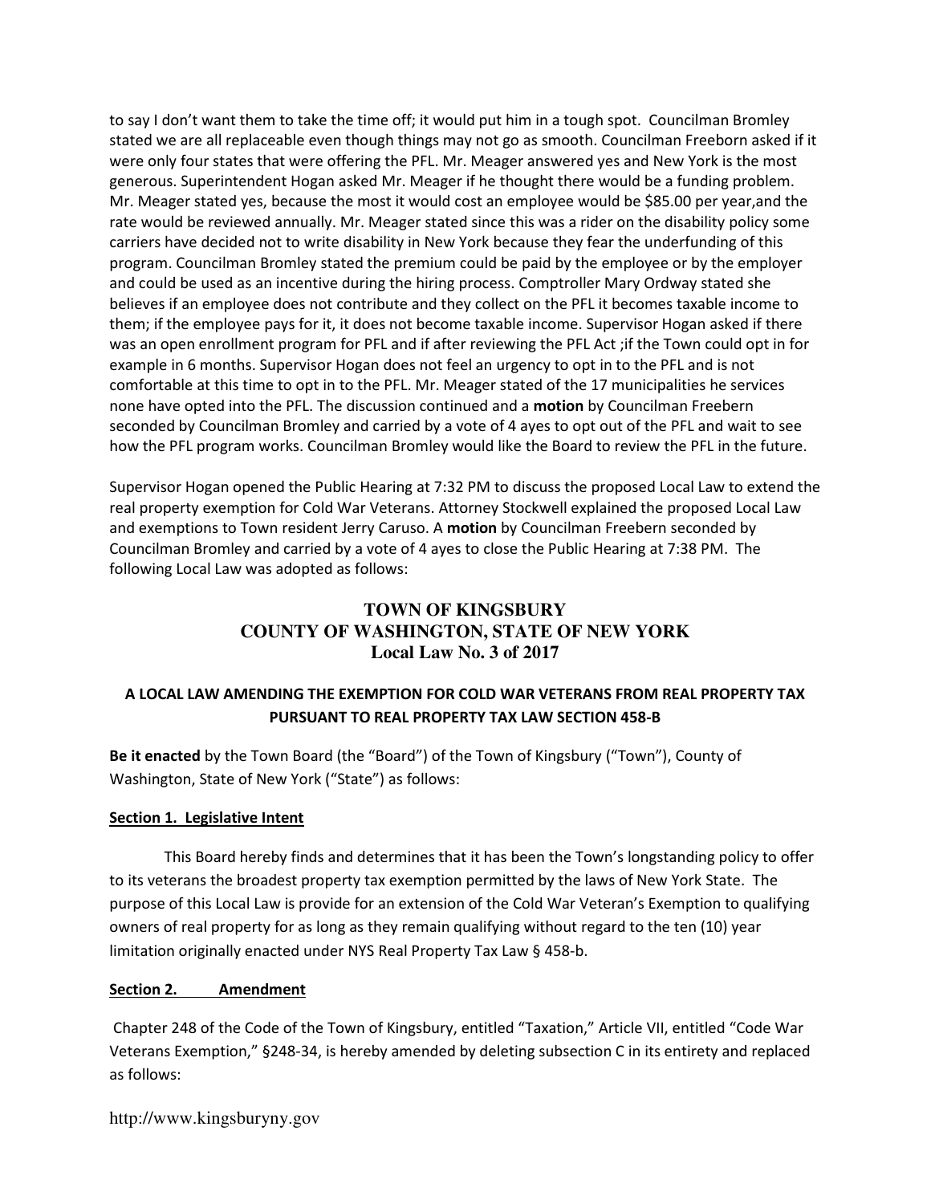to say I don't want them to take the time off; it would put him in a tough spot. Councilman Bromley stated we are all replaceable even though things may not go as smooth. Councilman Freeborn asked if it were only four states that were offering the PFL. Mr. Meager answered yes and New York is the most generous. Superintendent Hogan asked Mr. Meager if he thought there would be a funding problem. Mr. Meager stated yes, because the most it would cost an employee would be $85.00 per year,and the rate would be reviewed annually. Mr. Meager stated since this was a rider on the disability policy some carriers have decided not to write disability in New York because they fear the underfunding of this program. Councilman Bromley stated the premium could be paid by the employee or by the employer and could be used as an incentive during the hiring process. Comptroller Mary Ordway stated she believes if an employee does not contribute and they collect on the PFL it becomes taxable income to them; if the employee pays for it, it does not become taxable income. Supervisor Hogan asked if there was an open enrollment program for PFL and if after reviewing the PFL Act ;if the Town could opt in for example in 6 months. Supervisor Hogan does not feel an urgency to opt in to the PFL and is not comfortable at this time to opt in to the PFL. Mr. Meager stated of the 17 municipalities he services none have opted into the PFL. The discussion continued and a **motion** by Councilman Freebern seconded by Councilman Bromley and carried by a vote of 4 ayes to opt out of the PFL and wait to see how the PFL program works. Councilman Bromley would like the Board to review the PFL in the future.

Supervisor Hogan opened the Public Hearing at 7:32 PM to discuss the proposed Local Law to extend the real property exemption for Cold War Veterans. Attorney Stockwell explained the proposed Local Law and exemptions to Town resident Jerry Caruso. A **motion** by Councilman Freebern seconded by Councilman Bromley and carried by a vote of 4 ayes to close the Public Hearing at 7:38 PM. The following Local Law was adopted as follows:

## TOWN OF KINGSBURY
## COUNTY OF WASHINGTON, STATE OF NEW YORK
## Local Law No. 3 of 2017

### A LOCAL LAW AMENDING THE EXEMPTION FOR COLD WAR VETERANS FROM REAL PROPERTY TAX PURSUANT TO REAL PROPERTY TAX LAW SECTION 458-B

**Be it enacted** by the Town Board (the "Board") of the Town of Kingsbury ("Town"), County of Washington, State of New York ("State") as follows:

**Section 1. Legislative Intent**

This Board hereby finds and determines that it has been the Town's longstanding policy to offer to its veterans the broadest property tax exemption permitted by the laws of New York State. The purpose of this Local Law is provide for an extension of the Cold War Veteran's Exemption to qualifying owners of real property for as long as they remain qualifying without regard to the ten (10) year limitation originally enacted under NYS Real Property Tax Law § 458-b.

**Section 2. Amendment**

Chapter 248 of the Code of the Town of Kingsbury, entitled "Taxation," Article VII, entitled "Code War Veterans Exemption," §248-34, is hereby amended by deleting subsection C in its entirety and replaced as follows: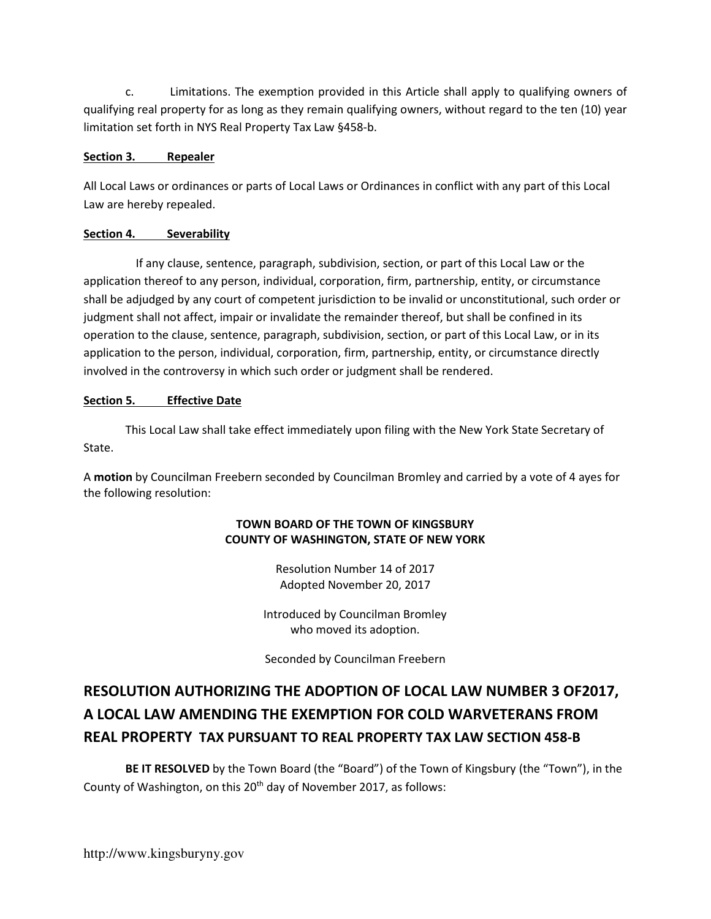c. Limitations. The exemption provided in this Article shall apply to qualifying owners of qualifying real property for as long as they remain qualifying owners, without regard to the ten (10) year limitation set forth in NYS Real Property Tax Law §458-b.

**Section 3. Repealer**

All Local Laws or ordinances or parts of Local Laws or Ordinances in conflict with any part of this Local Law are hereby repealed.

**Section 4. Severability**

If any clause, sentence, paragraph, subdivision, section, or part of this Local Law or the application thereof to any person, individual, corporation, firm, partnership, entity, or circumstance shall be adjudged by any court of competent jurisdiction to be invalid or unconstitutional, such order or judgment shall not affect, impair or invalidate the remainder thereof, but shall be confined in its operation to the clause, sentence, paragraph, subdivision, section, or part of this Local Law, or in its application to the person, individual, corporation, firm, partnership, entity, or circumstance directly involved in the controversy in which such order or judgment shall be rendered.

**Section 5. Effective Date**

This Local Law shall take effect immediately upon filing with the New York State Secretary of State.

A **motion** by Councilman Freebern seconded by Councilman Bromley and carried by a vote of 4 ayes for the following resolution:

**TOWN BOARD OF THE TOWN OF KINGSBURY**
**COUNTY OF WASHINGTON, STATE OF NEW YORK**

Resolution Number 14 of 2017
Adopted November 20, 2017

Introduced by Councilman Bromley
who moved its adoption.

Seconded by Councilman Freebern

## RESOLUTION AUTHORIZING THE ADOPTION OF LOCAL LAW NUMBER 3 OF2017, A LOCAL LAW AMENDING THE EXEMPTION FOR COLD WARVETERANS FROM REAL PROPERTY TAX PURSUANT TO REAL PROPERTY TAX LAW SECTION 458-B

**BE IT RESOLVED** by the Town Board (the "Board") of the Town of Kingsbury (the "Town"), in the County of Washington, on this 20th day of November 2017, as follows: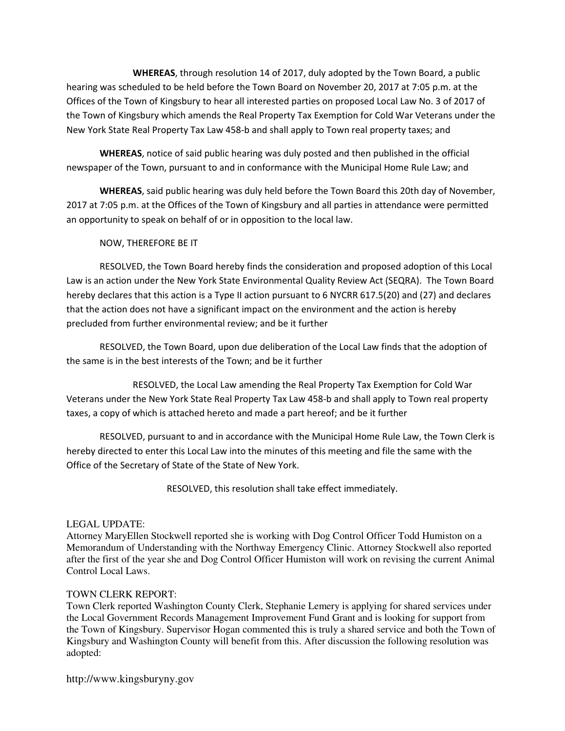**WHEREAS**, through resolution 14 of 2017, duly adopted by the Town Board, a public hearing was scheduled to be held before the Town Board on November 20, 2017 at 7:05 p.m. at the Offices of the Town of Kingsbury to hear all interested parties on proposed Local Law No. 3 of 2017 of the Town of Kingsbury which amends the Real Property Tax Exemption for Cold War Veterans under the New York State Real Property Tax Law 458-b and shall apply to Town real property taxes; and

**WHEREAS**, notice of said public hearing was duly posted and then published in the official newspaper of the Town, pursuant to and in conformance with the Municipal Home Rule Law; and

**WHEREAS**, said public hearing was duly held before the Town Board this 20th day of November, 2017 at 7:05 p.m. at the Offices of the Town of Kingsbury and all parties in attendance were permitted an opportunity to speak on behalf of or in opposition to the local law.

NOW, THEREFORE BE IT

RESOLVED, the Town Board hereby finds the consideration and proposed adoption of this Local Law is an action under the New York State Environmental Quality Review Act (SEQRA). The Town Board hereby declares that this action is a Type II action pursuant to 6 NYCRR 617.5(20) and (27) and declares that the action does not have a significant impact on the environment and the action is hereby precluded from further environmental review; and be it further

RESOLVED, the Town Board, upon due deliberation of the Local Law finds that the adoption of the same is in the best interests of the Town; and be it further

RESOLVED, the Local Law amending the Real Property Tax Exemption for Cold War Veterans under the New York State Real Property Tax Law 458-b and shall apply to Town real property taxes, a copy of which is attached hereto and made a part hereof; and be it further

RESOLVED, pursuant to and in accordance with the Municipal Home Rule Law, the Town Clerk is hereby directed to enter this Local Law into the minutes of this meeting and file the same with the Office of the Secretary of State of the State of New York.

RESOLVED, this resolution shall take effect immediately.

LEGAL UPDATE:
Attorney MaryEllen Stockwell reported she is working with Dog Control Officer Todd Humiston on a Memorandum of Understanding with the Northway Emergency Clinic. Attorney Stockwell also reported after the first of the year she and Dog Control Officer Humiston will work on revising the current Animal Control Local Laws.

TOWN CLERK REPORT:
Town Clerk reported Washington County Clerk, Stephanie Lemery is applying for shared services under the Local Government Records Management Improvement Fund Grant and is looking for support from the Town of Kingsbury. Supervisor Hogan commented this is truly a shared service and both the Town of Kingsbury and Washington County will benefit from this. After discussion the following resolution was adopted:

http://www.kingsburyny.gov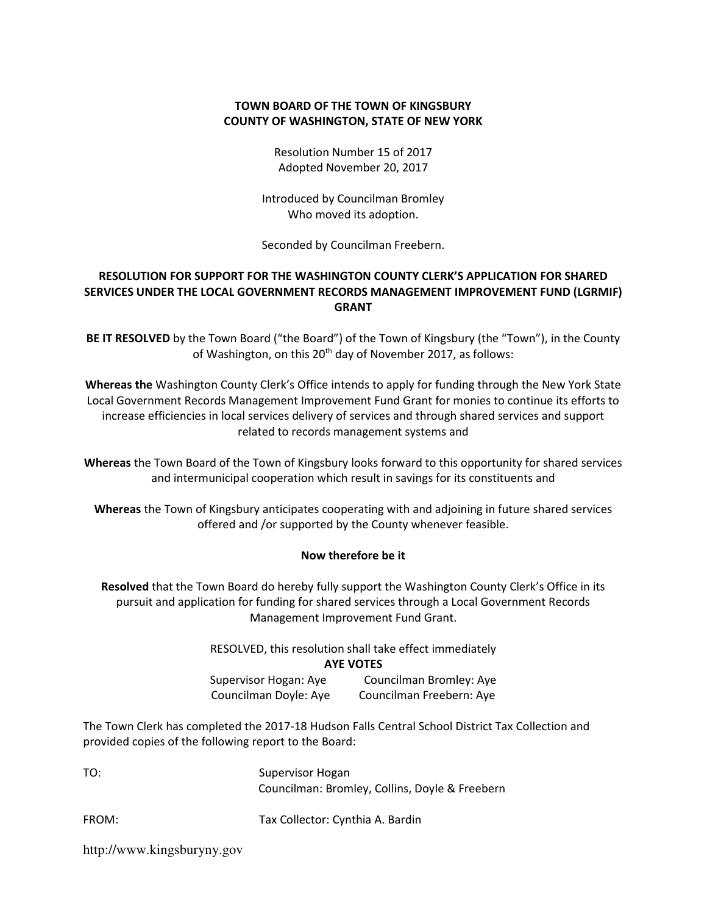**TOWN BOARD OF THE TOWN OF KINGSBURY**
**COUNTY OF WASHINGTON, STATE OF NEW YORK**

Resolution Number 15 of 2017
Adopted November 20, 2017

Introduced by Councilman Bromley
Who moved its adoption.

Seconded by Councilman Freebern.

**RESOLUTION FOR SUPPORT FOR THE WASHINGTON COUNTY CLERK'S APPLICATION FOR SHARED SERVICES UNDER THE LOCAL GOVERNMENT RECORDS MANAGEMENT IMPROVEMENT FUND (LGRMIF) GRANT**

**BE IT RESOLVED** by the Town Board ("the Board") of the Town of Kingsbury (the "Town"), in the County of Washington, on this 20th day of November 2017, as follows:

**Whereas the** Washington County Clerk's Office intends to apply for funding through the New York State Local Government Records Management Improvement Fund Grant for monies to continue its efforts to increase efficiencies in local services delivery of services and through shared services and support related to records management systems and

**Whereas** the Town Board of the Town of Kingsbury looks forward to this opportunity for shared services and intermunicipal cooperation which result in savings for its constituents and

**Whereas** the Town of Kingsbury anticipates cooperating with and adjoining in future shared services offered and /or supported by the County whenever feasible.

**Now therefore be it**

**Resolved** that the Town Board do hereby fully support the Washington County Clerk's Office in its pursuit and application for funding for shared services through a Local Government Records Management Improvement Fund Grant.

RESOLVED, this resolution shall take effect immediately

**AYE VOTES**

| | |
|---|---|
| Supervisor Hogan: Aye | Councilman Bromley: Aye |
| Councilman Doyle: Aye | Councilman Freebern: Aye |

The Town Clerk has completed the 2017-18 Hudson Falls Central School District Tax Collection and provided copies of the following report to the Board:

TO: Supervisor Hogan
Councilman: Bromley, Collins, Doyle & Freebern

FROM: Tax Collector: Cynthia A. Bardin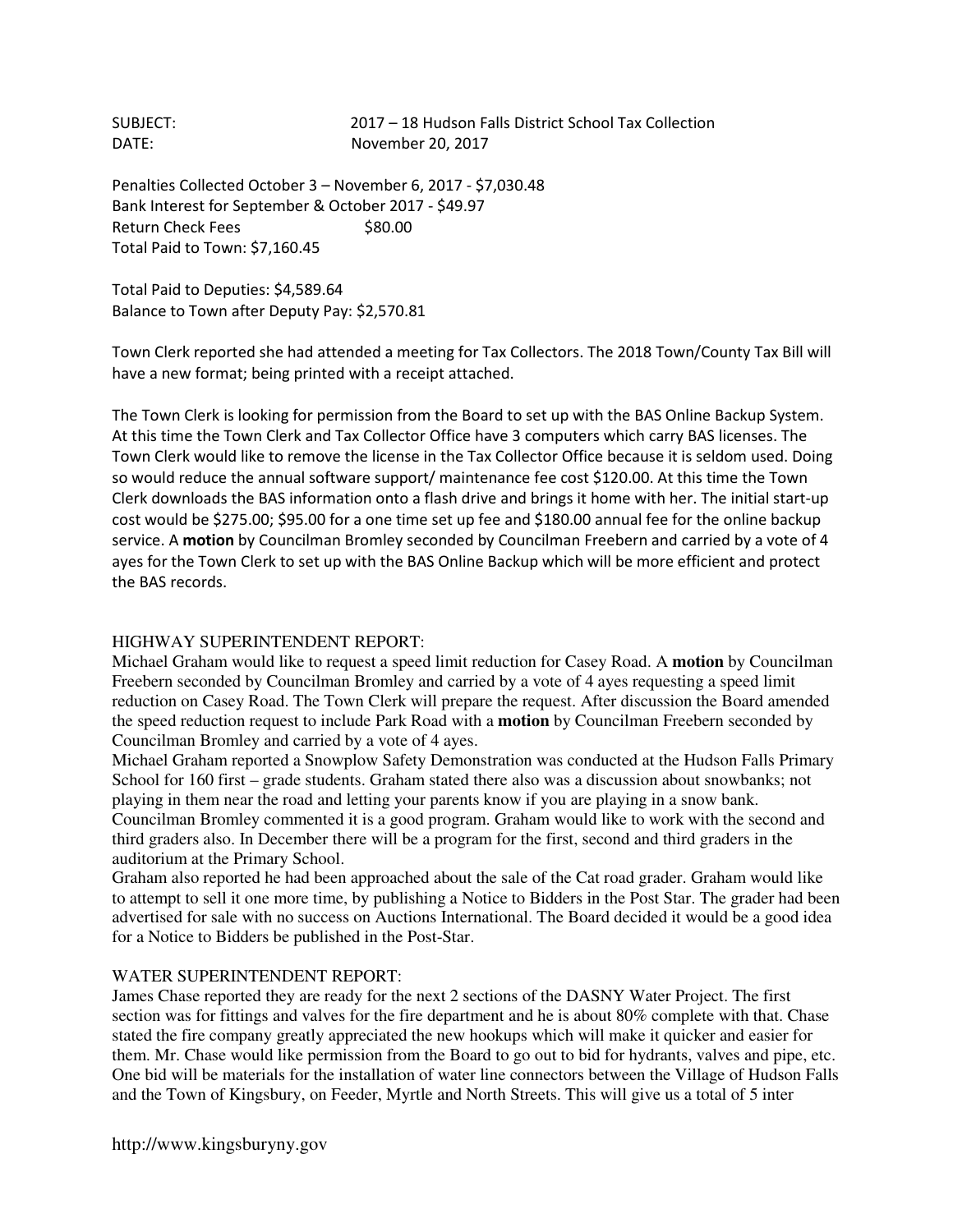SUBJECT: 2017 – 18 Hudson Falls District School Tax Collection
DATE: November 20, 2017

Penalties Collected October 3 – November 6, 2017 - $7,030.48
Bank Interest for September & October 2017 - $49.97
Return Check Fees $80.00
Total Paid to Town: $7,160.45

Total Paid to Deputies: $4,589.64
Balance to Town after Deputy Pay: $2,570.81

Town Clerk reported she had attended a meeting for Tax Collectors. The 2018 Town/County Tax Bill will have a new format; being printed with a receipt attached.

The Town Clerk is looking for permission from the Board to set up with the BAS Online Backup System. At this time the Town Clerk and Tax Collector Office have 3 computers which carry BAS licenses. The Town Clerk would like to remove the license in the Tax Collector Office because it is seldom used. Doing so would reduce the annual software support/ maintenance fee cost $120.00. At this time the Town Clerk downloads the BAS information onto a flash drive and brings it home with her. The initial start-up cost would be $275.00; $95.00 for a one time set up fee and $180.00 annual fee for the online backup service. A **motion** by Councilman Bromley seconded by Councilman Freebern and carried by a vote of 4 ayes for the Town Clerk to set up with the BAS Online Backup which will be more efficient and protect the BAS records.

HIGHWAY SUPERINTENDENT REPORT:

Michael Graham would like to request a speed limit reduction for Casey Road. A **motion** by Councilman Freebern seconded by Councilman Bromley and carried by a vote of 4 ayes requesting a speed limit reduction on Casey Road. The Town Clerk will prepare the request. After discussion the Board amended the speed reduction request to include Park Road with a **motion** by Councilman Freebern seconded by Councilman Bromley and carried by a vote of 4 ayes.

Michael Graham reported a Snowplow Safety Demonstration was conducted at the Hudson Falls Primary School for 160 first – grade students. Graham stated there also was a discussion about snowbanks; not playing in them near the road and letting your parents know if you are playing in a snow bank. Councilman Bromley commented it is a good program. Graham would like to work with the second and third graders also. In December there will be a program for the first, second and third graders in the auditorium at the Primary School.

Graham also reported he had been approached about the sale of the Cat road grader. Graham would like to attempt to sell it one more time, by publishing a Notice to Bidders in the Post Star. The grader had been advertised for sale with no success on Auctions International. The Board decided it would be a good idea for a Notice to Bidders be published in the Post-Star.

WATER SUPERINTENDENT REPORT:

James Chase reported they are ready for the next 2 sections of the DASNY Water Project. The first section was for fittings and valves for the fire department and he is about 80% complete with that. Chase stated the fire company greatly appreciated the new hookups which will make it quicker and easier for them. Mr. Chase would like permission from the Board to go out to bid for hydrants, valves and pipe, etc. One bid will be materials for the installation of water line connectors between the Village of Hudson Falls and the Town of Kingsbury, on Feeder, Myrtle and North Streets. This will give us a total of 5 inter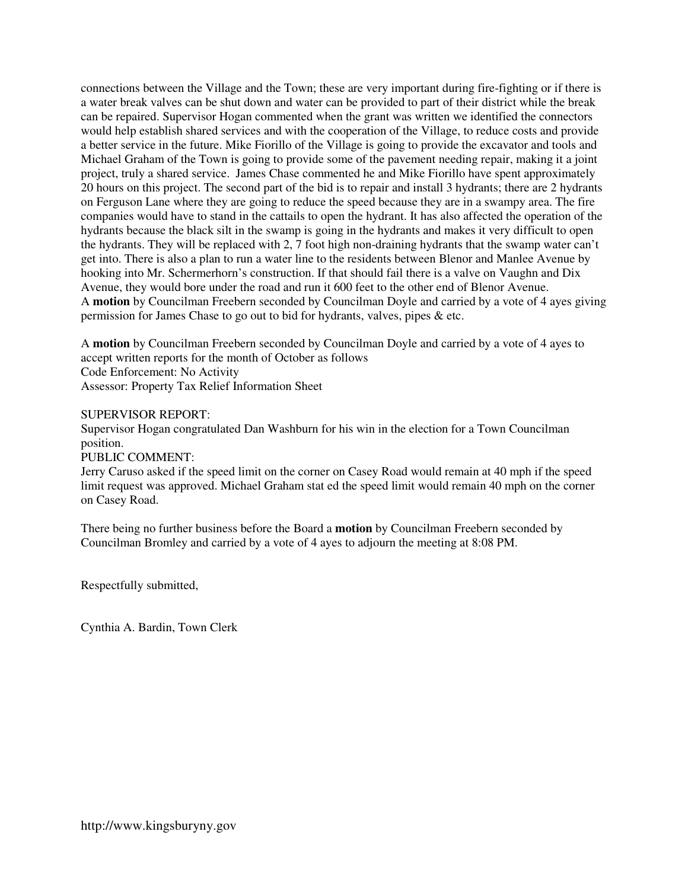connections between the Village and the Town; these are very important during fire-fighting or if there is a water break valves can be shut down and water can be provided to part of their district while the break can be repaired. Supervisor Hogan commented when the grant was written we identified the connectors would help establish shared services and with the cooperation of the Village, to reduce costs and provide a better service in the future. Mike Fiorillo of the Village is going to provide the excavator and tools and Michael Graham of the Town is going to provide some of the pavement needing repair, making it a joint project, truly a shared service. James Chase commented he and Mike Fiorillo have spent approximately 20 hours on this project. The second part of the bid is to repair and install 3 hydrants; there are 2 hydrants on Ferguson Lane where they are going to reduce the speed because they are in a swampy area. The fire companies would have to stand in the cattails to open the hydrant. It has also affected the operation of the hydrants because the black silt in the swamp is going in the hydrants and makes it very difficult to open the hydrants. They will be replaced with 2, 7 foot high non-draining hydrants that the swamp water can't get into. There is also a plan to run a water line to the residents between Blenor and Manlee Avenue by hooking into Mr. Schermerhorn's construction. If that should fail there is a valve on Vaughn and Dix Avenue, they would bore under the road and run it 600 feet to the other end of Blenor Avenue.
A **motion** by Councilman Freebern seconded by Councilman Doyle and carried by a vote of 4 ayes giving permission for James Chase to go out to bid for hydrants, valves, pipes & etc.

A **motion** by Councilman Freebern seconded by Councilman Doyle and carried by a vote of 4 ayes to accept written reports for the month of October as follows
Code Enforcement: No Activity
Assessor: Property Tax Relief Information Sheet

SUPERVISOR REPORT:
Supervisor Hogan congratulated Dan Washburn for his win in the election for a Town Councilman position.
PUBLIC COMMENT:
Jerry Caruso asked if the speed limit on the corner on Casey Road would remain at 40 mph if the speed limit request was approved. Michael Graham stat ed the speed limit would remain 40 mph on the corner on Casey Road.

There being no further business before the Board a **motion** by Councilman Freebern seconded by Councilman Bromley and carried by a vote of 4 ayes to adjourn the meeting at 8:08 PM.

Respectfully submitted,

Cynthia A. Bardin, Town Clerk